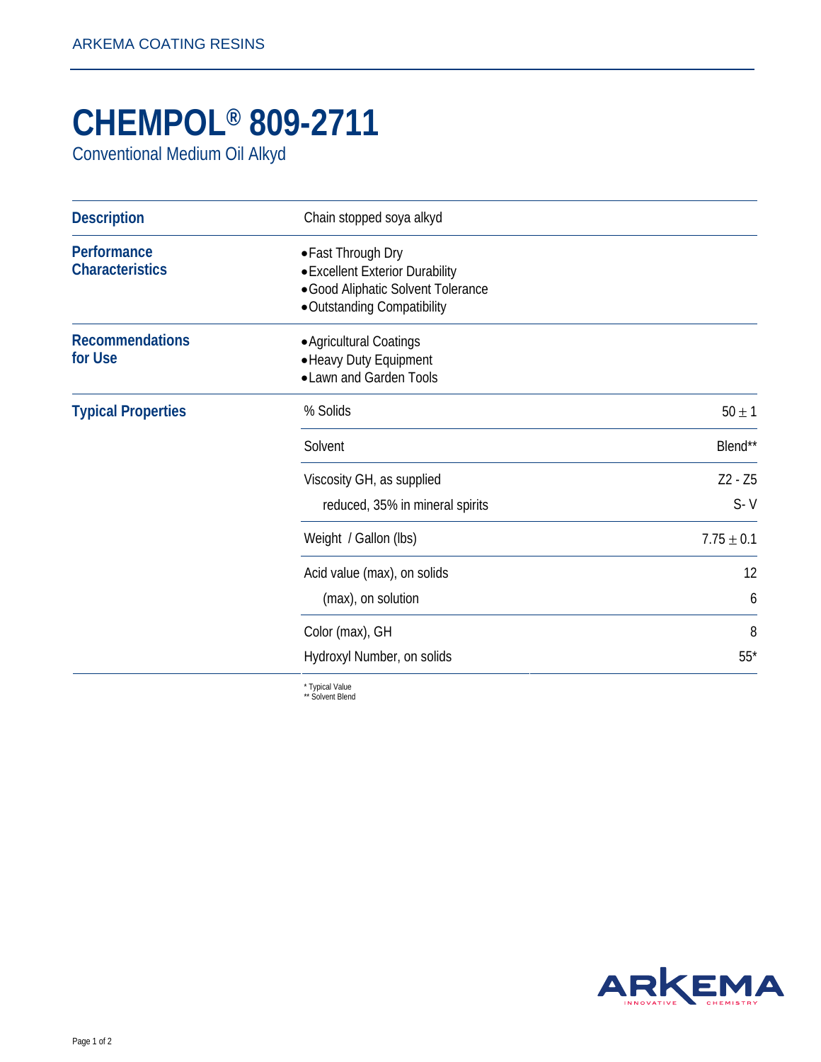ARKEMA COATING RESINS

# CHEMPOL® 809-2711

Conventional Medium Oil Alkyd

| | |
|---|---|
| **Description** | Chain stopped soya alkyd |
| **Performance Characteristics** | • Fast Through Dry<br>• Excellent Exterior Durability<br>• Good Aliphatic Solvent Tolerance<br>• Outstanding Compatibility |
| **Recommendations for Use** | • Agricultural Coatings<br>• Heavy Duty Equipment<br>• Lawn and Garden Tools |

**Typical Properties**

| Property | Value |
|---|---|
| % Solids | $50 \pm 1$ |
| Solvent | Blend** |
| Viscosity GH, as supplied | Z2 - Z5 |
| reduced, 35% in mineral spirits | S- V |
| Weight / Gallon (lbs) | $7.75 \pm 0.1$ |
| Acid value (max), on solids | 12 |
| (max), on solution | 6 |
| Color (max), GH | 8 |
| Hydroxyl Number, on solids | 55* |

\* Typical Value
** Solvent Blend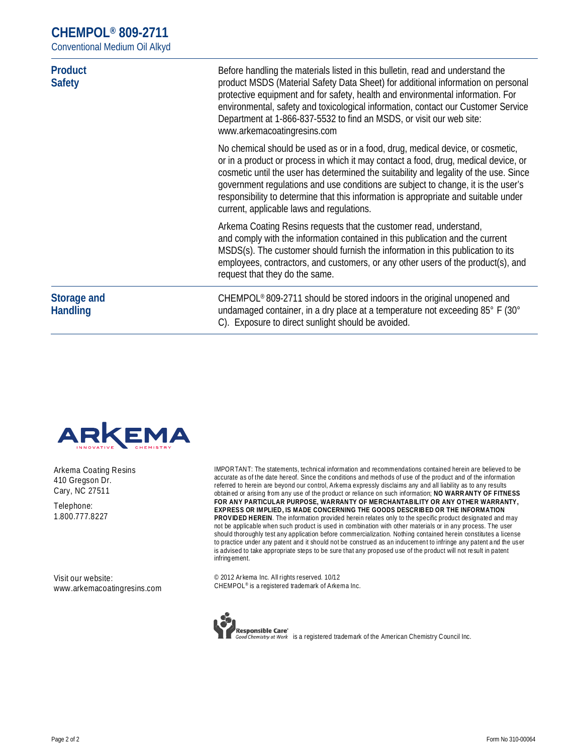# CHEMPOL® 809-2711

Conventional Medium Oil Alkyd

## Product Safety

Before handling the materials listed in this bulletin, read and understand the product MSDS (Material Safety Data Sheet) for additional information on personal protective equipment and for safety, health and environmental information. For environmental, safety and toxicological information, contact our Customer Service Department at 1-866-837-5532 to find an MSDS, or visit our web site: www.arkemacoatingresins.com

No chemical should be used as or in a food, drug, medical device, or cosmetic, or in a product or process in which it may contact a food, drug, medical device, or cosmetic until the user has determined the suitability and legality of the use. Since government regulations and use conditions are subject to change, it is the user's responsibility to determine that this information is appropriate and suitable under current, applicable laws and regulations.

Arkema Coating Resins requests that the customer read, understand, and comply with the information contained in this publication and the current MSDS(s). The customer should furnish the information in this publication to its employees, contractors, and customers, or any other users of the product(s), and request that they do the same.

## Storage and Handling

CHEMPOL® 809-2711 should be stored indoors in the original unopened and undamaged container, in a dry place at a temperature not exceeding 85° F (30° C). Exposure to direct sunlight should be avoided.

ARKEMA
INNOVATIVE CHEMISTRY

Arkema Coating Resins
410 Gregson Dr.
Cary, NC 27511

Telephone:
1.800.777.8227

Visit our website:
www.arkemacoatingresins.com

IMPORTANT: The statements, technical information and recommendations contained herein are believed to be accurate as of the date hereof. Since the conditions and methods of use of the product and of the information referred to herein are beyond our control, Arkema expressly disclaims any and all liability as to any results obtained or arising from any use of the product or reliance on such information; **NO WARRANTY OF FITNESS FOR ANY PARTICULAR PURPOSE, WARRANTY OF MERCHANTABILITY OR ANY OTHER WARRANTY, EXPRESS OR IMPLIED, IS MADE CONCERNING THE GOODS DESCRIBED OR THE INFORMATION PROVIDED HEREIN**. The information provided herein relates only to the specific product designated and may not be applicable when such product is used in combination with other materials or in any process. The user should thoroughly test any application before commercialization. Nothing contained herein constitutes a license to practice under any patent and it should not be construed as an inducement to infringe any patent and the user is advised to take appropriate steps to be sure that any proposed use of the product will not result in patent infringement.

© 2012 Arkema Inc. All rights reserved. 10/12
CHEMPOL® is a registered trademark of Arkema Inc.

Responsible Care® Good Chemistry at Work is a registered trademark of the American Chemistry Council Inc.

Form No 310-00064